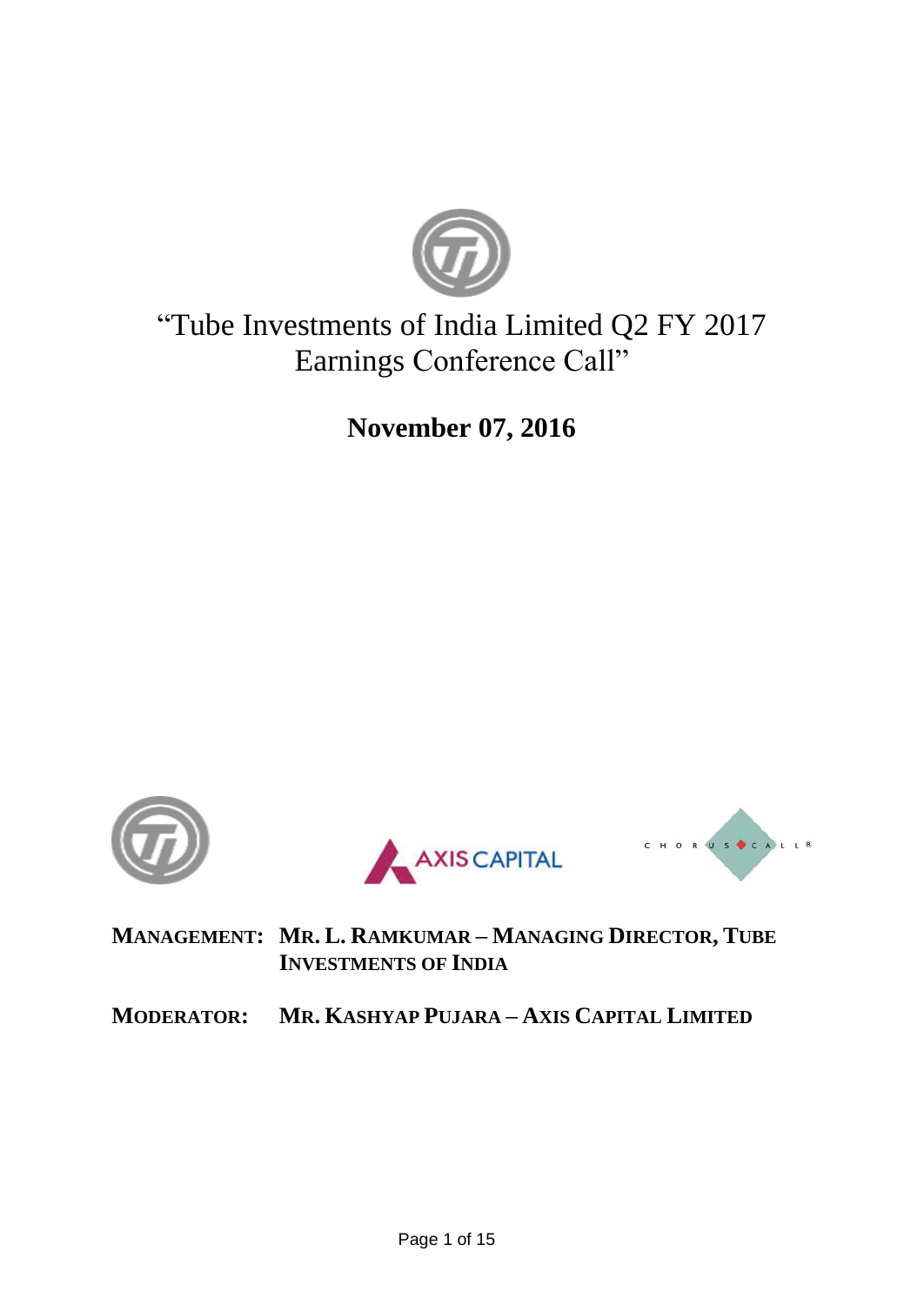# "Tube Investments of India Limited Q2 FY 2017 Earnings Conference Call"

**November 07, 2016**

**MANAGEMENT:** **MR. L. RAMKUMAR – MANAGING DIRECTOR, TUBE INVESTMENTS OF INDIA**

**MODERATOR:** **MR. KASHYAP PUJARA – AXIS CAPITAL LIMITED**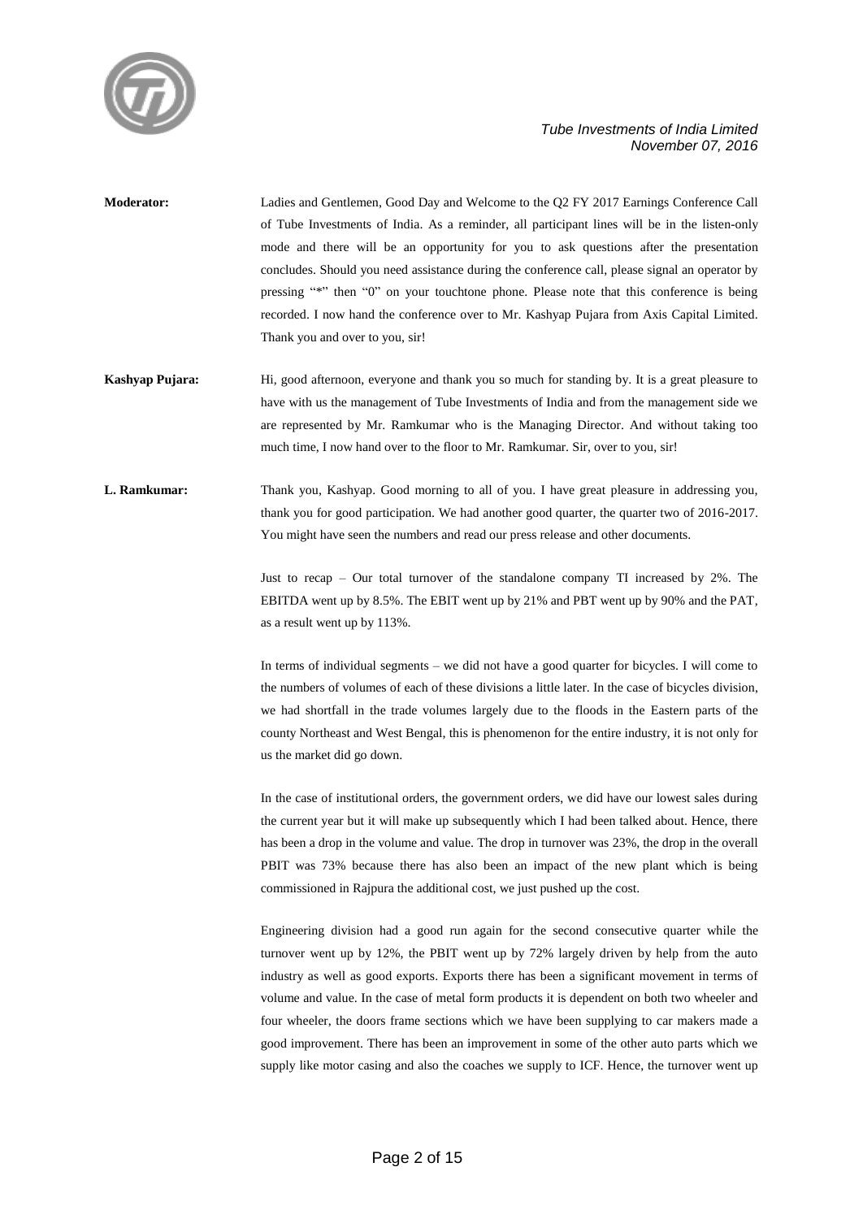**Moderator:** Ladies and Gentlemen, Good Day and Welcome to the Q2 FY 2017 Earnings Conference Call of Tube Investments of India. As a reminder, all participant lines will be in the listen-only mode and there will be an opportunity for you to ask questions after the presentation concludes. Should you need assistance during the conference call, please signal an operator by pressing "*" then "0" on your touchtone phone. Please note that this conference is being recorded. I now hand the conference over to Mr. Kashyap Pujara from Axis Capital Limited. Thank you and over to you, sir!

**Kashyap Pujara:** Hi, good afternoon, everyone and thank you so much for standing by. It is a great pleasure to have with us the management of Tube Investments of India and from the management side we are represented by Mr. Ramkumar who is the Managing Director. And without taking too much time, I now hand over to the floor to Mr. Ramkumar. Sir, over to you, sir!

**L. Ramkumar:** Thank you, Kashyap. Good morning to all of you. I have great pleasure in addressing you, thank you for good participation. We had another good quarter, the quarter two of 2016-2017. You might have seen the numbers and read our press release and other documents.

Just to recap – Our total turnover of the standalone company TI increased by 2%. The EBITDA went up by 8.5%. The EBIT went up by 21% and PBT went up by 90% and the PAT, as a result went up by 113%.

In terms of individual segments – we did not have a good quarter for bicycles. I will come to the numbers of volumes of each of these divisions a little later. In the case of bicycles division, we had shortfall in the trade volumes largely due to the floods in the Eastern parts of the county Northeast and West Bengal, this is phenomenon for the entire industry, it is not only for us the market did go down.

In the case of institutional orders, the government orders, we did have our lowest sales during the current year but it will make up subsequently which I had been talked about. Hence, there has been a drop in the volume and value. The drop in turnover was 23%, the drop in the overall PBIT was 73% because there has also been an impact of the new plant which is being commissioned in Rajpura the additional cost, we just pushed up the cost.

Engineering division had a good run again for the second consecutive quarter while the turnover went up by 12%, the PBIT went up by 72% largely driven by help from the auto industry as well as good exports. Exports there has been a significant movement in terms of volume and value. In the case of metal form products it is dependent on both two wheeler and four wheeler, the doors frame sections which we have been supplying to car makers made a good improvement. There has been an improvement in some of the other auto parts which we supply like motor casing and also the coaches we supply to ICF. Hence, the turnover went up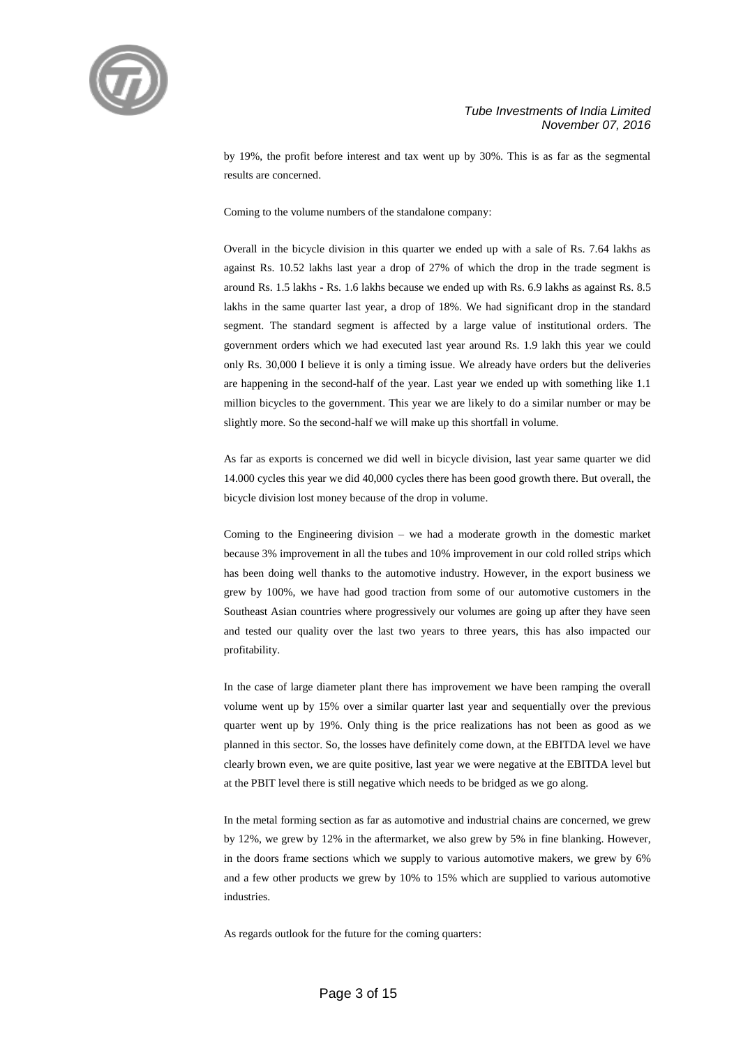by 19%, the profit before interest and tax went up by 30%. This is as far as the segmental results are concerned.

Coming to the volume numbers of the standalone company:

Overall in the bicycle division in this quarter we ended up with a sale of Rs. 7.64 lakhs as against Rs. 10.52 lakhs last year a drop of 27% of which the drop in the trade segment is around Rs. 1.5 lakhs - Rs. 1.6 lakhs because we ended up with Rs. 6.9 lakhs as against Rs. 8.5 lakhs in the same quarter last year, a drop of 18%. We had significant drop in the standard segment. The standard segment is affected by a large value of institutional orders. The government orders which we had executed last year around Rs. 1.9 lakh this year we could only Rs. 30,000 I believe it is only a timing issue. We already have orders but the deliveries are happening in the second-half of the year. Last year we ended up with something like 1.1 million bicycles to the government. This year we are likely to do a similar number or may be slightly more. So the second-half we will make up this shortfall in volume.

As far as exports is concerned we did well in bicycle division, last year same quarter we did 14.000 cycles this year we did 40,000 cycles there has been good growth there. But overall, the bicycle division lost money because of the drop in volume.

Coming to the Engineering division – we had a moderate growth in the domestic market because 3% improvement in all the tubes and 10% improvement in our cold rolled strips which has been doing well thanks to the automotive industry. However, in the export business we grew by 100%, we have had good traction from some of our automotive customers in the Southeast Asian countries where progressively our volumes are going up after they have seen and tested our quality over the last two years to three years, this has also impacted our profitability.

In the case of large diameter plant there has improvement we have been ramping the overall volume went up by 15% over a similar quarter last year and sequentially over the previous quarter went up by 19%. Only thing is the price realizations has not been as good as we planned in this sector. So, the losses have definitely come down, at the EBITDA level we have clearly brown even, we are quite positive, last year we were negative at the EBITDA level but at the PBIT level there is still negative which needs to be bridged as we go along.

In the metal forming section as far as automotive and industrial chains are concerned, we grew by 12%, we grew by 12% in the aftermarket, we also grew by 5% in fine blanking. However, in the doors frame sections which we supply to various automotive makers, we grew by 6% and a few other products we grew by 10% to 15% which are supplied to various automotive industries.

As regards outlook for the future for the coming quarters: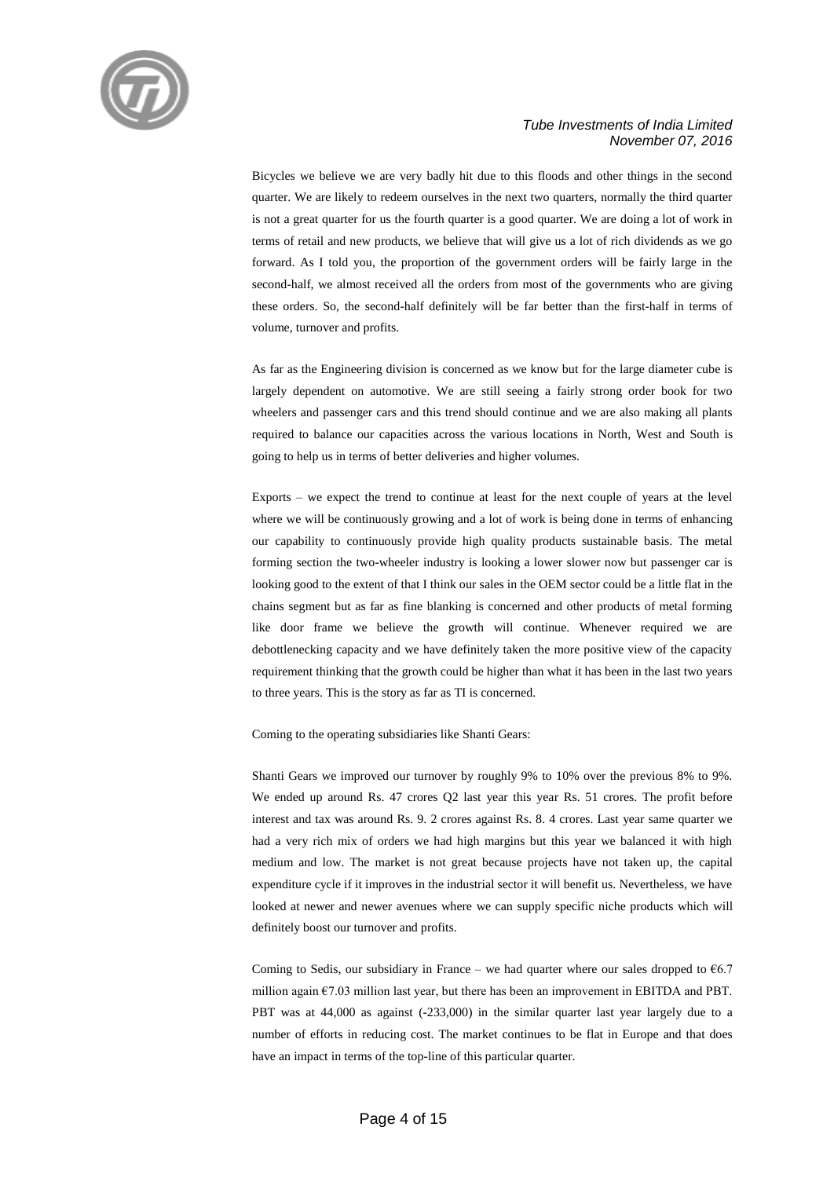Bicycles we believe we are very badly hit due to this floods and other things in the second quarter. We are likely to redeem ourselves in the next two quarters, normally the third quarter is not a great quarter for us the fourth quarter is a good quarter. We are doing a lot of work in terms of retail and new products, we believe that will give us a lot of rich dividends as we go forward. As I told you, the proportion of the government orders will be fairly large in the second-half, we almost received all the orders from most of the governments who are giving these orders. So, the second-half definitely will be far better than the first-half in terms of volume, turnover and profits.

As far as the Engineering division is concerned as we know but for the large diameter cube is largely dependent on automotive. We are still seeing a fairly strong order book for two wheelers and passenger cars and this trend should continue and we are also making all plants required to balance our capacities across the various locations in North, West and South is going to help us in terms of better deliveries and higher volumes.

Exports – we expect the trend to continue at least for the next couple of years at the level where we will be continuously growing and a lot of work is being done in terms of enhancing our capability to continuously provide high quality products sustainable basis. The metal forming section the two-wheeler industry is looking a lower slower now but passenger car is looking good to the extent of that I think our sales in the OEM sector could be a little flat in the chains segment but as far as fine blanking is concerned and other products of metal forming like door frame we believe the growth will continue. Whenever required we are debottlenecking capacity and we have definitely taken the more positive view of the capacity requirement thinking that the growth could be higher than what it has been in the last two years to three years. This is the story as far as TI is concerned.

Coming to the operating subsidiaries like Shanti Gears:

Shanti Gears we improved our turnover by roughly 9% to 10% over the previous 8% to 9%. We ended up around Rs. 47 crores Q2 last year this year Rs. 51 crores. The profit before interest and tax was around Rs. 9. 2 crores against Rs. 8. 4 crores. Last year same quarter we had a very rich mix of orders we had high margins but this year we balanced it with high medium and low. The market is not great because projects have not taken up, the capital expenditure cycle if it improves in the industrial sector it will benefit us. Nevertheless, we have looked at newer and newer avenues where we can supply specific niche products which will definitely boost our turnover and profits.

Coming to Sedis, our subsidiary in France – we had quarter where our sales dropped to €6.7 million again €7.03 million last year, but there has been an improvement in EBITDA and PBT. PBT was at 44,000 as against (-233,000) in the similar quarter last year largely due to a number of efforts in reducing cost. The market continues to be flat in Europe and that does have an impact in terms of the top-line of this particular quarter.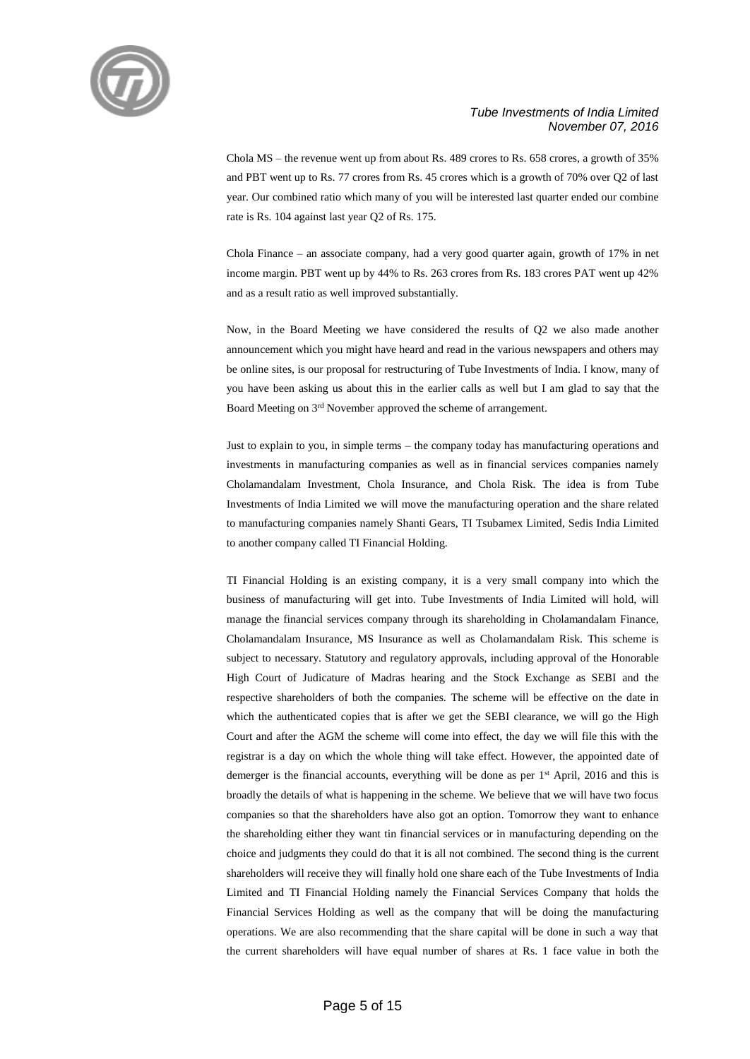Chola MS – the revenue went up from about Rs. 489 crores to Rs. 658 crores, a growth of 35% and PBT went up to Rs. 77 crores from Rs. 45 crores which is a growth of 70% over Q2 of last year. Our combined ratio which many of you will be interested last quarter ended our combine rate is Rs. 104 against last year Q2 of Rs. 175.

Chola Finance – an associate company, had a very good quarter again, growth of 17% in net income margin. PBT went up by 44% to Rs. 263 crores from Rs. 183 crores PAT went up 42% and as a result ratio as well improved substantially.

Now, in the Board Meeting we have considered the results of Q2 we also made another announcement which you might have heard and read in the various newspapers and others may be online sites, is our proposal for restructuring of Tube Investments of India. I know, many of you have been asking us about this in the earlier calls as well but I am glad to say that the Board Meeting on 3rd November approved the scheme of arrangement.

Just to explain to you, in simple terms – the company today has manufacturing operations and investments in manufacturing companies as well as in financial services companies namely Cholamandalam Investment, Chola Insurance, and Chola Risk. The idea is from Tube Investments of India Limited we will move the manufacturing operation and the share related to manufacturing companies namely Shanti Gears, TI Tsubamex Limited, Sedis India Limited to another company called TI Financial Holding.

TI Financial Holding is an existing company, it is a very small company into which the business of manufacturing will get into. Tube Investments of India Limited will hold, will manage the financial services company through its shareholding in Cholamandalam Finance, Cholamandalam Insurance, MS Insurance as well as Cholamandalam Risk. This scheme is subject to necessary. Statutory and regulatory approvals, including approval of the Honorable High Court of Judicature of Madras hearing and the Stock Exchange as SEBI and the respective shareholders of both the companies. The scheme will be effective on the date in which the authenticated copies that is after we get the SEBI clearance, we will go the High Court and after the AGM the scheme will come into effect, the day we will file this with the registrar is a day on which the whole thing will take effect. However, the appointed date of demerger is the financial accounts, everything will be done as per 1st April, 2016 and this is broadly the details of what is happening in the scheme. We believe that we will have two focus companies so that the shareholders have also got an option. Tomorrow they want to enhance the shareholding either they want tin financial services or in manufacturing depending on the choice and judgments they could do that it is all not combined. The second thing is the current shareholders will receive they will finally hold one share each of the Tube Investments of India Limited and TI Financial Holding namely the Financial Services Company that holds the Financial Services Holding as well as the company that will be doing the manufacturing operations. We are also recommending that the share capital will be done in such a way that the current shareholders will have equal number of shares at Rs. 1 face value in both the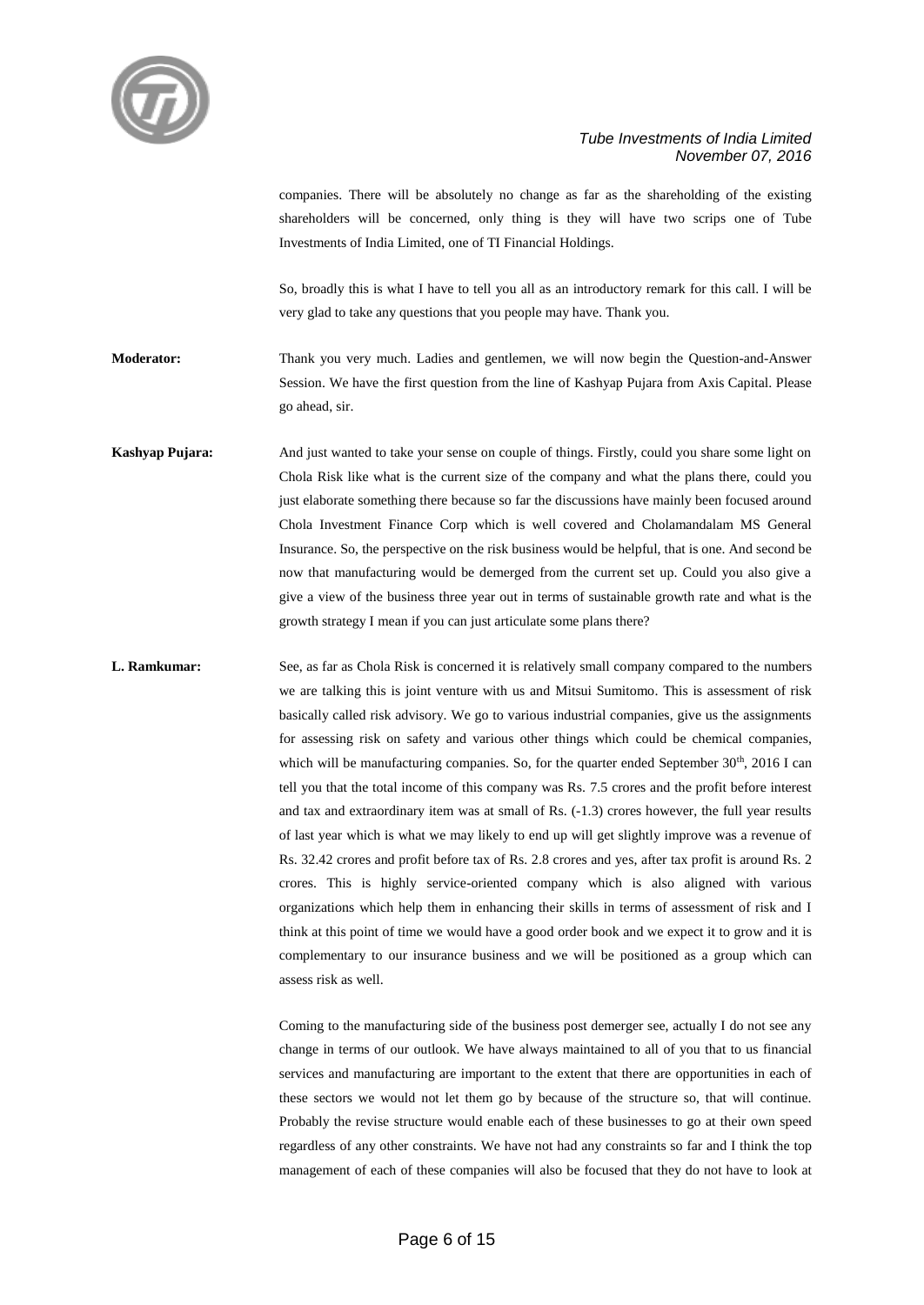companies. There will be absolutely no change as far as the shareholding of the existing shareholders will be concerned, only thing is they will have two scrips one of Tube Investments of India Limited, one of TI Financial Holdings.

So, broadly this is what I have to tell you all as an introductory remark for this call. I will be very glad to take any questions that you people may have. Thank you.

**Moderator:** Thank you very much. Ladies and gentlemen, we will now begin the Question-and-Answer Session. We have the first question from the line of Kashyap Pujara from Axis Capital. Please go ahead, sir.

**Kashyap Pujara:** And just wanted to take your sense on couple of things. Firstly, could you share some light on Chola Risk like what is the current size of the company and what the plans there, could you just elaborate something there because so far the discussions have mainly been focused around Chola Investment Finance Corp which is well covered and Cholamandalam MS General Insurance. So, the perspective on the risk business would be helpful, that is one. And second be now that manufacturing would be demerged from the current set up. Could you also give a give a view of the business three year out in terms of sustainable growth rate and what is the growth strategy I mean if you can just articulate some plans there?

**L. Ramkumar:** See, as far as Chola Risk is concerned it is relatively small company compared to the numbers we are talking this is joint venture with us and Mitsui Sumitomo. This is assessment of risk basically called risk advisory. We go to various industrial companies, give us the assignments for assessing risk on safety and various other things which could be chemical companies, which will be manufacturing companies. So, for the quarter ended September 30th, 2016 I can tell you that the total income of this company was Rs. 7.5 crores and the profit before interest and tax and extraordinary item was at small of Rs. (-1.3) crores however, the full year results of last year which is what we may likely to end up will get slightly improve was a revenue of Rs. 32.42 crores and profit before tax of Rs. 2.8 crores and yes, after tax profit is around Rs. 2 crores. This is highly service-oriented company which is also aligned with various organizations which help them in enhancing their skills in terms of assessment of risk and I think at this point of time we would have a good order book and we expect it to grow and it is complementary to our insurance business and we will be positioned as a group which can assess risk as well.

Coming to the manufacturing side of the business post demerger see, actually I do not see any change in terms of our outlook. We have always maintained to all of you that to us financial services and manufacturing are important to the extent that there are opportunities in each of these sectors we would not let them go by because of the structure so, that will continue. Probably the revise structure would enable each of these businesses to go at their own speed regardless of any other constraints. We have not had any constraints so far and I think the top management of each of these companies will also be focused that they do not have to look at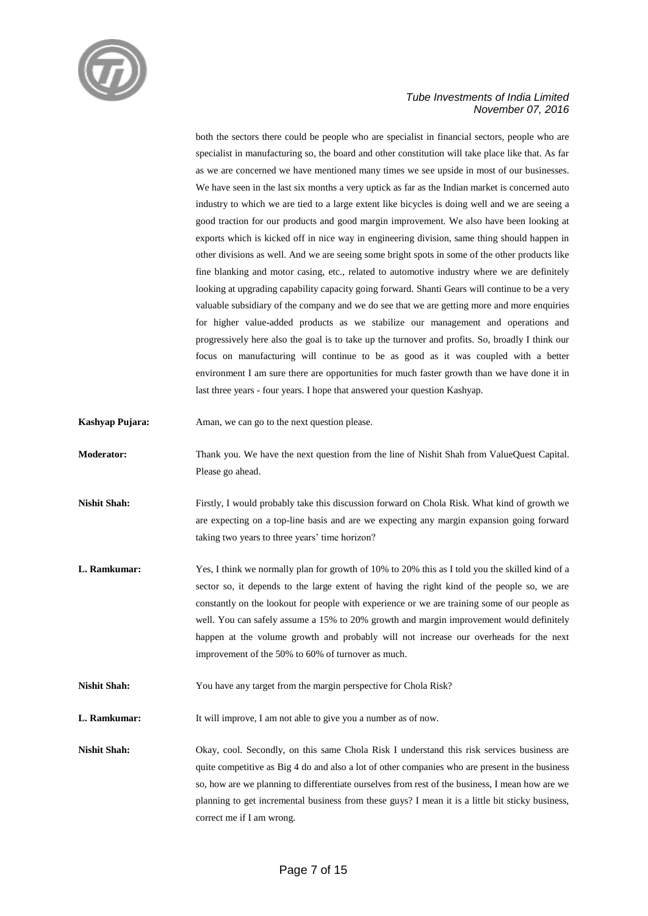both the sectors there could be people who are specialist in financial sectors, people who are specialist in manufacturing so, the board and other constitution will take place like that. As far as we are concerned we have mentioned many times we see upside in most of our businesses. We have seen in the last six months a very uptick as far as the Indian market is concerned auto industry to which we are tied to a large extent like bicycles is doing well and we are seeing a good traction for our products and good margin improvement. We also have been looking at exports which is kicked off in nice way in engineering division, same thing should happen in other divisions as well. And we are seeing some bright spots in some of the other products like fine blanking and motor casing, etc., related to automotive industry where we are definitely looking at upgrading capability capacity going forward. Shanti Gears will continue to be a very valuable subsidiary of the company and we do see that we are getting more and more enquiries for higher value-added products as we stabilize our management and operations and progressively here also the goal is to take up the turnover and profits. So, broadly I think our focus on manufacturing will continue to be as good as it was coupled with a better environment I am sure there are opportunities for much faster growth than we have done it in last three years - four years. I hope that answered your question Kashyap.

**Kashyap Pujara:** Aman, we can go to the next question please.

**Moderator:** Thank you. We have the next question from the line of Nishit Shah from ValueQuest Capital. Please go ahead.

**Nishit Shah:** Firstly, I would probably take this discussion forward on Chola Risk. What kind of growth we are expecting on a top-line basis and are we expecting any margin expansion going forward taking two years to three years' time horizon?

**L. Ramkumar:** Yes, I think we normally plan for growth of 10% to 20% this as I told you the skilled kind of a sector so, it depends to the large extent of having the right kind of the people so, we are constantly on the lookout for people with experience or we are training some of our people as well. You can safely assume a 15% to 20% growth and margin improvement would definitely happen at the volume growth and probably will not increase our overheads for the next improvement of the 50% to 60% of turnover as much.

**Nishit Shah:** You have any target from the margin perspective for Chola Risk?

**L. Ramkumar:** It will improve, I am not able to give you a number as of now.

**Nishit Shah:** Okay, cool. Secondly, on this same Chola Risk I understand this risk services business are quite competitive as Big 4 do and also a lot of other companies who are present in the business so, how are we planning to differentiate ourselves from rest of the business, I mean how are we planning to get incremental business from these guys? I mean it is a little bit sticky business, correct me if I am wrong.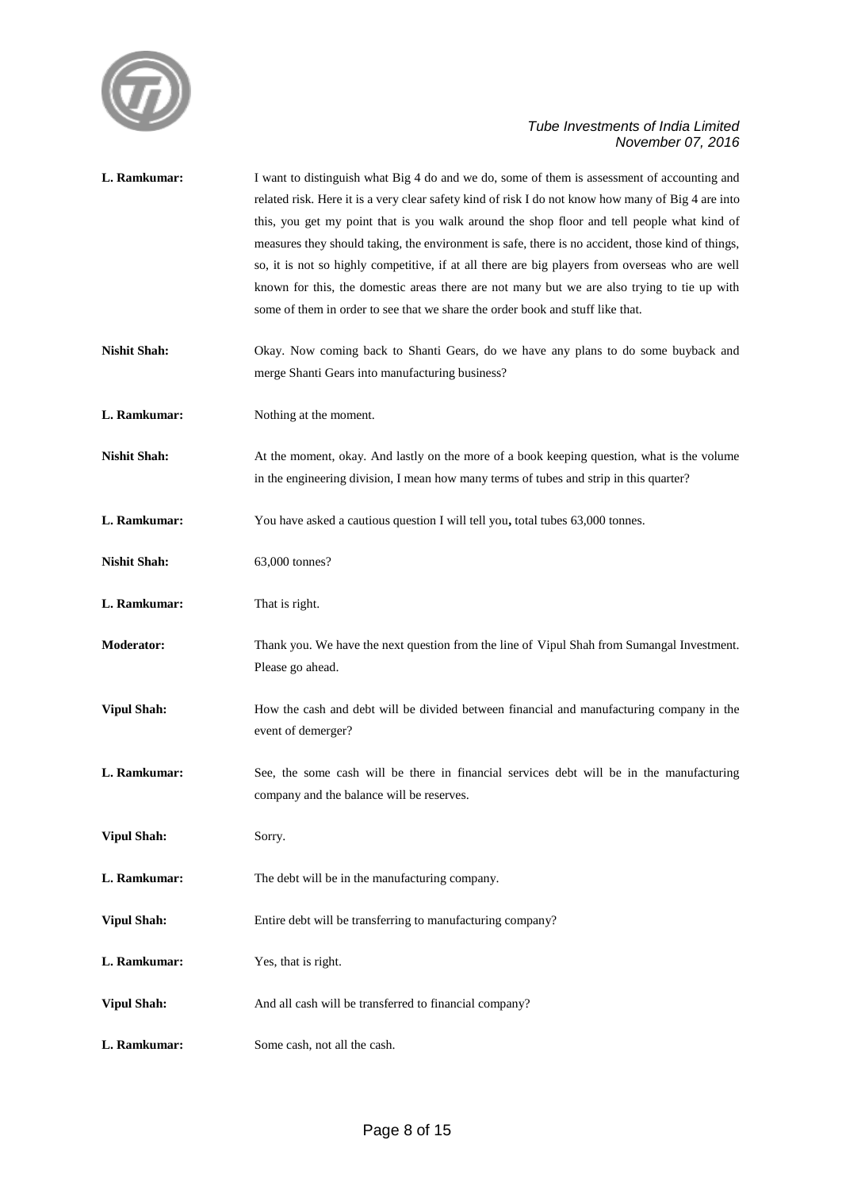**L. Ramkumar:** I want to distinguish what Big 4 do and we do, some of them is assessment of accounting and related risk. Here it is a very clear safety kind of risk I do not know how many of Big 4 are into this, you get my point that is you walk around the shop floor and tell people what kind of measures they should taking, the environment is safe, there is no accident, those kind of things, so, it is not so highly competitive, if at all there are big players from overseas who are well known for this, the domestic areas there are not many but we are also trying to tie up with some of them in order to see that we share the order book and stuff like that.

**Nishit Shah:** Okay. Now coming back to Shanti Gears, do we have any plans to do some buyback and merge Shanti Gears into manufacturing business?

**L. Ramkumar:** Nothing at the moment.

**Nishit Shah:** At the moment, okay. And lastly on the more of a book keeping question, what is the volume in the engineering division, I mean how many terms of tubes and strip in this quarter?

**L. Ramkumar:** You have asked a cautious question I will tell you**,** total tubes 63,000 tonnes.

**Nishit Shah:** 63,000 tonnes?

**L. Ramkumar:** That is right.

**Moderator:** Thank you. We have the next question from the line of Vipul Shah from Sumangal Investment. Please go ahead.

**Vipul Shah:** How the cash and debt will be divided between financial and manufacturing company in the event of demerger?

**L. Ramkumar:** See, the some cash will be there in financial services debt will be in the manufacturing company and the balance will be reserves.

**Vipul Shah:** Sorry.

**L. Ramkumar:** The debt will be in the manufacturing company.

**Vipul Shah:** Entire debt will be transferring to manufacturing company?

**L. Ramkumar:** Yes, that is right.

**Vipul Shah:** And all cash will be transferred to financial company?

**L. Ramkumar:** Some cash, not all the cash.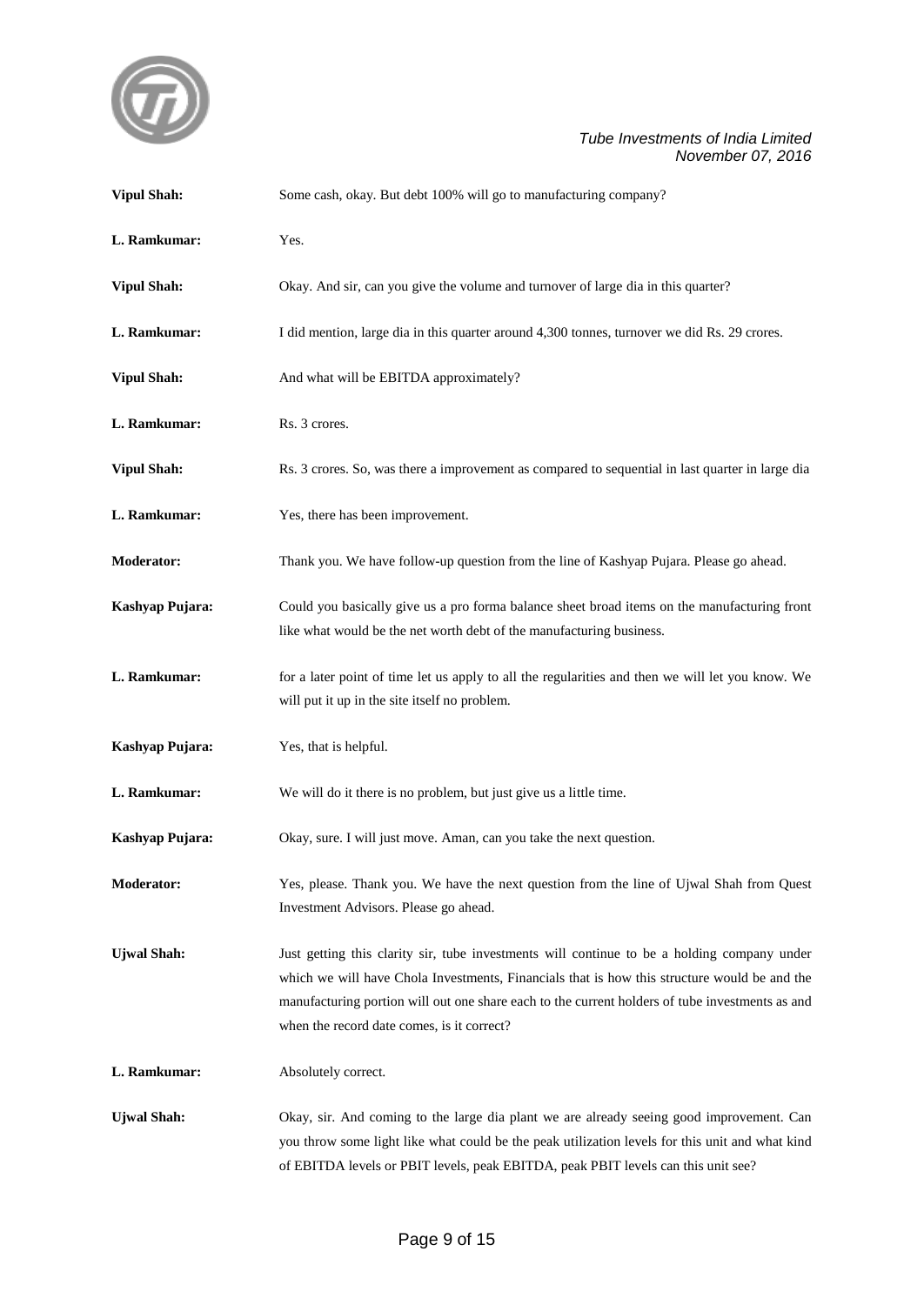**Vipul Shah:** Some cash, okay. But debt 100% will go to manufacturing company?

**L. Ramkumar:** Yes.

**Vipul Shah:** Okay. And sir, can you give the volume and turnover of large dia in this quarter?

**L. Ramkumar:** I did mention, large dia in this quarter around 4,300 tonnes, turnover we did Rs. 29 crores.

**Vipul Shah:** And what will be EBITDA approximately?

**L. Ramkumar:** Rs. 3 crores.

**Vipul Shah:** Rs. 3 crores. So, was there a improvement as compared to sequential in last quarter in large dia

**L. Ramkumar:** Yes, there has been improvement.

**Moderator:** Thank you. We have follow-up question from the line of Kashyap Pujara. Please go ahead.

**Kashyap Pujara:** Could you basically give us a pro forma balance sheet broad items on the manufacturing front like what would be the net worth debt of the manufacturing business.

**L. Ramkumar:** for a later point of time let us apply to all the regularities and then we will let you know. We will put it up in the site itself no problem.

**Kashyap Pujara:** Yes, that is helpful.

**L. Ramkumar:** We will do it there is no problem, but just give us a little time.

**Kashyap Pujara:** Okay, sure. I will just move. Aman, can you take the next question.

**Moderator:** Yes, please. Thank you. We have the next question from the line of Ujwal Shah from Quest Investment Advisors. Please go ahead.

**Ujwal Shah:** Just getting this clarity sir, tube investments will continue to be a holding company under which we will have Chola Investments, Financials that is how this structure would be and the manufacturing portion will out one share each to the current holders of tube investments as and when the record date comes, is it correct?

**L. Ramkumar:** Absolutely correct.

**Ujwal Shah:** Okay, sir. And coming to the large dia plant we are already seeing good improvement. Can you throw some light like what could be the peak utilization levels for this unit and what kind of EBITDA levels or PBIT levels, peak EBITDA, peak PBIT levels can this unit see?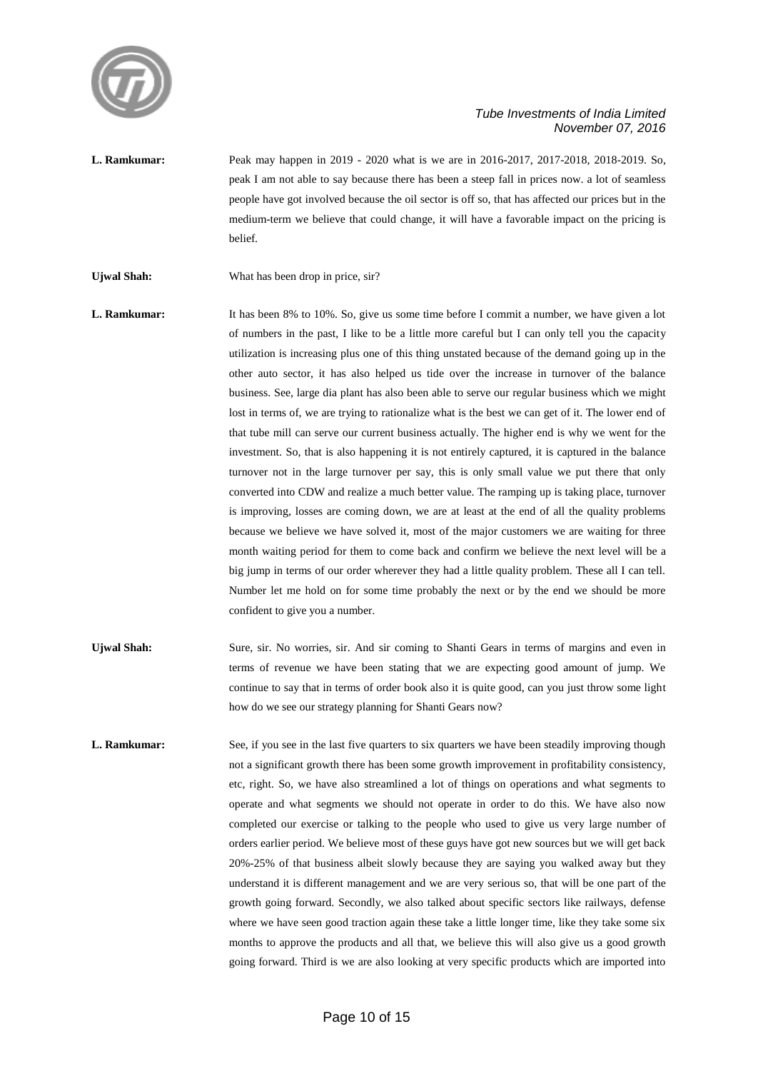**L. Ramkumar:** Peak may happen in 2019 - 2020 what is we are in 2016-2017, 2017-2018, 2018-2019. So, peak I am not able to say because there has been a steep fall in prices now. a lot of seamless people have got involved because the oil sector is off so, that has affected our prices but in the medium-term we believe that could change, it will have a favorable impact on the pricing is belief.

**Ujwal Shah:** What has been drop in price, sir?

**L. Ramkumar:** It has been 8% to 10%. So, give us some time before I commit a number, we have given a lot of numbers in the past, I like to be a little more careful but I can only tell you the capacity utilization is increasing plus one of this thing unstated because of the demand going up in the other auto sector, it has also helped us tide over the increase in turnover of the balance business. See, large dia plant has also been able to serve our regular business which we might lost in terms of, we are trying to rationalize what is the best we can get of it. The lower end of that tube mill can serve our current business actually. The higher end is why we went for the investment. So, that is also happening it is not entirely captured, it is captured in the balance turnover not in the large turnover per say, this is only small value we put there that only converted into CDW and realize a much better value. The ramping up is taking place, turnover is improving, losses are coming down, we are at least at the end of all the quality problems because we believe we have solved it, most of the major customers we are waiting for three month waiting period for them to come back and confirm we believe the next level will be a big jump in terms of our order wherever they had a little quality problem. These all I can tell. Number let me hold on for some time probably the next or by the end we should be more confident to give you a number.

**Ujwal Shah:** Sure, sir. No worries, sir. And sir coming to Shanti Gears in terms of margins and even in terms of revenue we have been stating that we are expecting good amount of jump. We continue to say that in terms of order book also it is quite good, can you just throw some light how do we see our strategy planning for Shanti Gears now?

**L. Ramkumar:** See, if you see in the last five quarters to six quarters we have been steadily improving though not a significant growth there has been some growth improvement in profitability consistency, etc, right. So, we have also streamlined a lot of things on operations and what segments to operate and what segments we should not operate in order to do this. We have also now completed our exercise or talking to the people who used to give us very large number of orders earlier period. We believe most of these guys have got new sources but we will get back 20%-25% of that business albeit slowly because they are saying you walked away but they understand it is different management and we are very serious so, that will be one part of the growth going forward. Secondly, we also talked about specific sectors like railways, defense where we have seen good traction again these take a little longer time, like they take some six months to approve the products and all that, we believe this will also give us a good growth going forward. Third is we are also looking at very specific products which are imported into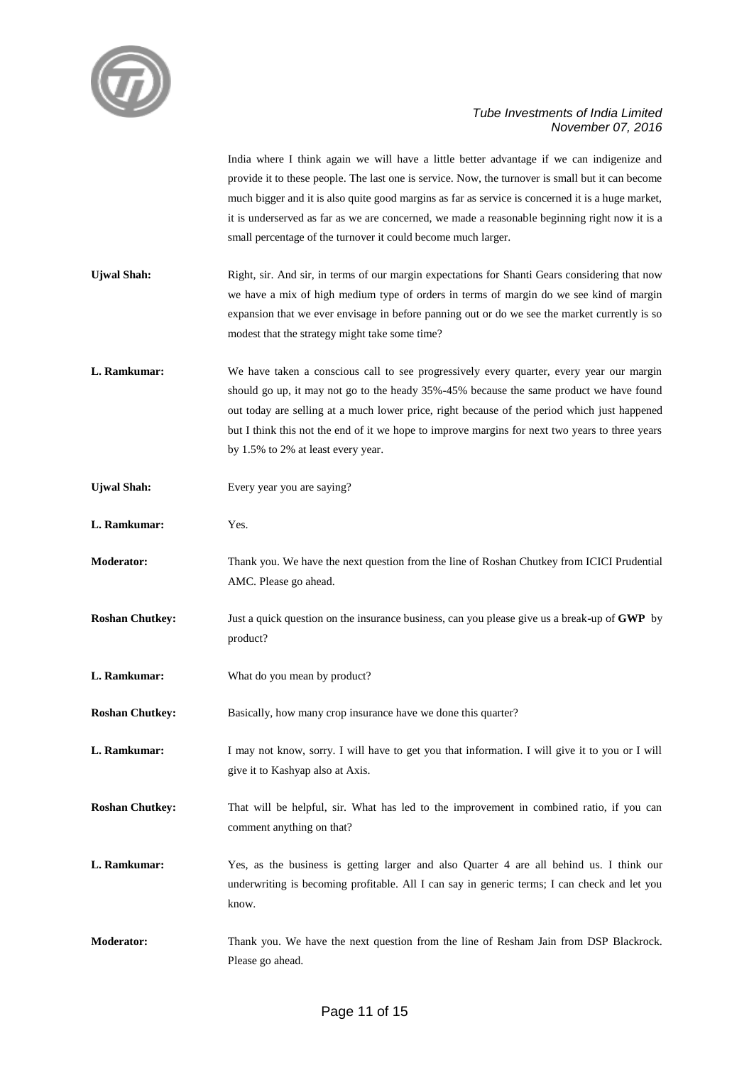India where I think again we will have a little better advantage if we can indigenize and provide it to these people. The last one is service. Now, the turnover is small but it can become much bigger and it is also quite good margins as far as service is concerned it is a huge market, it is underserved as far as we are concerned, we made a reasonable beginning right now it is a small percentage of the turnover it could become much larger.

**Ujwal Shah:** Right, sir. And sir, in terms of our margin expectations for Shanti Gears considering that now we have a mix of high medium type of orders in terms of margin do we see kind of margin expansion that we ever envisage in before panning out or do we see the market currently is so modest that the strategy might take some time?

**L. Ramkumar:** We have taken a conscious call to see progressively every quarter, every year our margin should go up, it may not go to the heady 35%-45% because the same product we have found out today are selling at a much lower price, right because of the period which just happened but I think this not the end of it we hope to improve margins for next two years to three years by 1.5% to 2% at least every year.

**Ujwal Shah:** Every year you are saying?

**L. Ramkumar:** Yes.

**Moderator:** Thank you. We have the next question from the line of Roshan Chutkey from ICICI Prudential AMC. Please go ahead.

**Roshan Chutkey:** Just a quick question on the insurance business, can you please give us a break-up of **GWP** by product?

**L. Ramkumar:** What do you mean by product?

**Roshan Chutkey:** Basically, how many crop insurance have we done this quarter?

**L. Ramkumar:** I may not know, sorry. I will have to get you that information. I will give it to you or I will give it to Kashyap also at Axis.

**Roshan Chutkey:** That will be helpful, sir. What has led to the improvement in combined ratio, if you can comment anything on that?

**L. Ramkumar:** Yes, as the business is getting larger and also Quarter 4 are all behind us. I think our underwriting is becoming profitable. All I can say in generic terms; I can check and let you know.

**Moderator:** Thank you. We have the next question from the line of Resham Jain from DSP Blackrock. Please go ahead.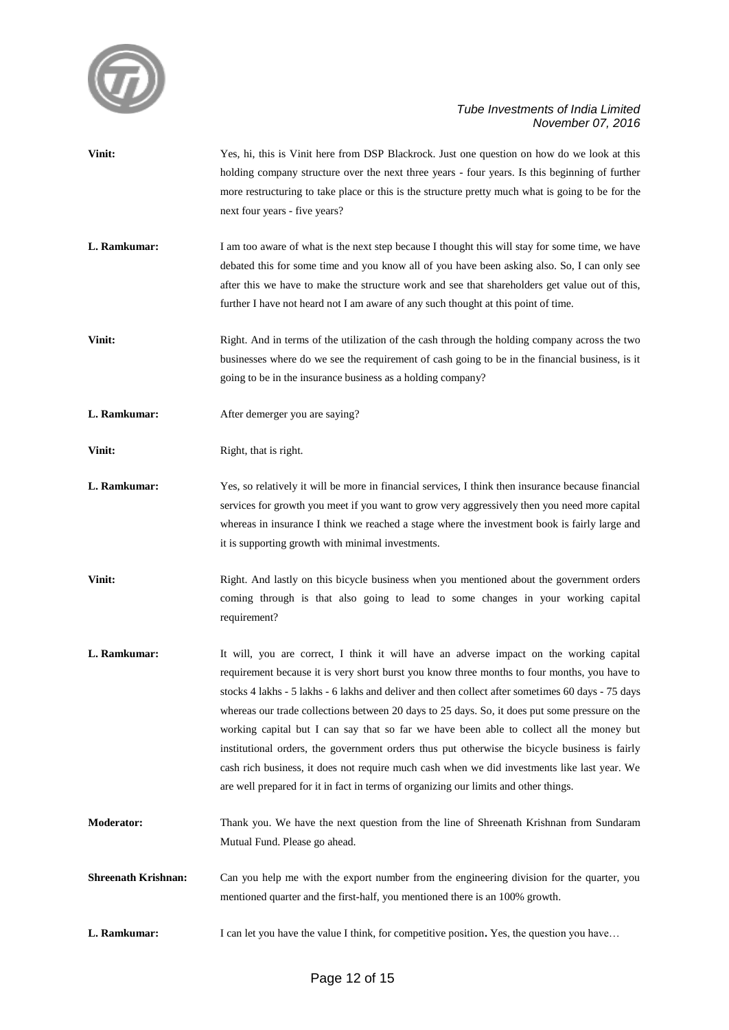**Vinit:** Yes, hi, this is Vinit here from DSP Blackrock. Just one question on how do we look at this holding company structure over the next three years - four years. Is this beginning of further more restructuring to take place or this is the structure pretty much what is going to be for the next four years - five years?

**L. Ramkumar:** I am too aware of what is the next step because I thought this will stay for some time, we have debated this for some time and you know all of you have been asking also. So, I can only see after this we have to make the structure work and see that shareholders get value out of this, further I have not heard not I am aware of any such thought at this point of time.

**Vinit:** Right. And in terms of the utilization of the cash through the holding company across the two businesses where do we see the requirement of cash going to be in the financial business, is it going to be in the insurance business as a holding company?

**L. Ramkumar:** After demerger you are saying?

**Vinit:** Right, that is right.

**L. Ramkumar:** Yes, so relatively it will be more in financial services, I think then insurance because financial services for growth you meet if you want to grow very aggressively then you need more capital whereas in insurance I think we reached a stage where the investment book is fairly large and it is supporting growth with minimal investments.

**Vinit:** Right. And lastly on this bicycle business when you mentioned about the government orders coming through is that also going to lead to some changes in your working capital requirement?

**L. Ramkumar:** It will, you are correct, I think it will have an adverse impact on the working capital requirement because it is very short burst you know three months to four months, you have to stocks 4 lakhs - 5 lakhs - 6 lakhs and deliver and then collect after sometimes 60 days - 75 days whereas our trade collections between 20 days to 25 days. So, it does put some pressure on the working capital but I can say that so far we have been able to collect all the money but institutional orders, the government orders thus put otherwise the bicycle business is fairly cash rich business, it does not require much cash when we did investments like last year. We are well prepared for it in fact in terms of organizing our limits and other things.

**Moderator:** Thank you. We have the next question from the line of Shreenath Krishnan from Sundaram Mutual Fund. Please go ahead.

**Shreenath Krishnan:** Can you help me with the export number from the engineering division for the quarter, you mentioned quarter and the first-half, you mentioned there is an 100% growth.

**L. Ramkumar:** I can let you have the value I think, for competitive position**.** Yes, the question you have…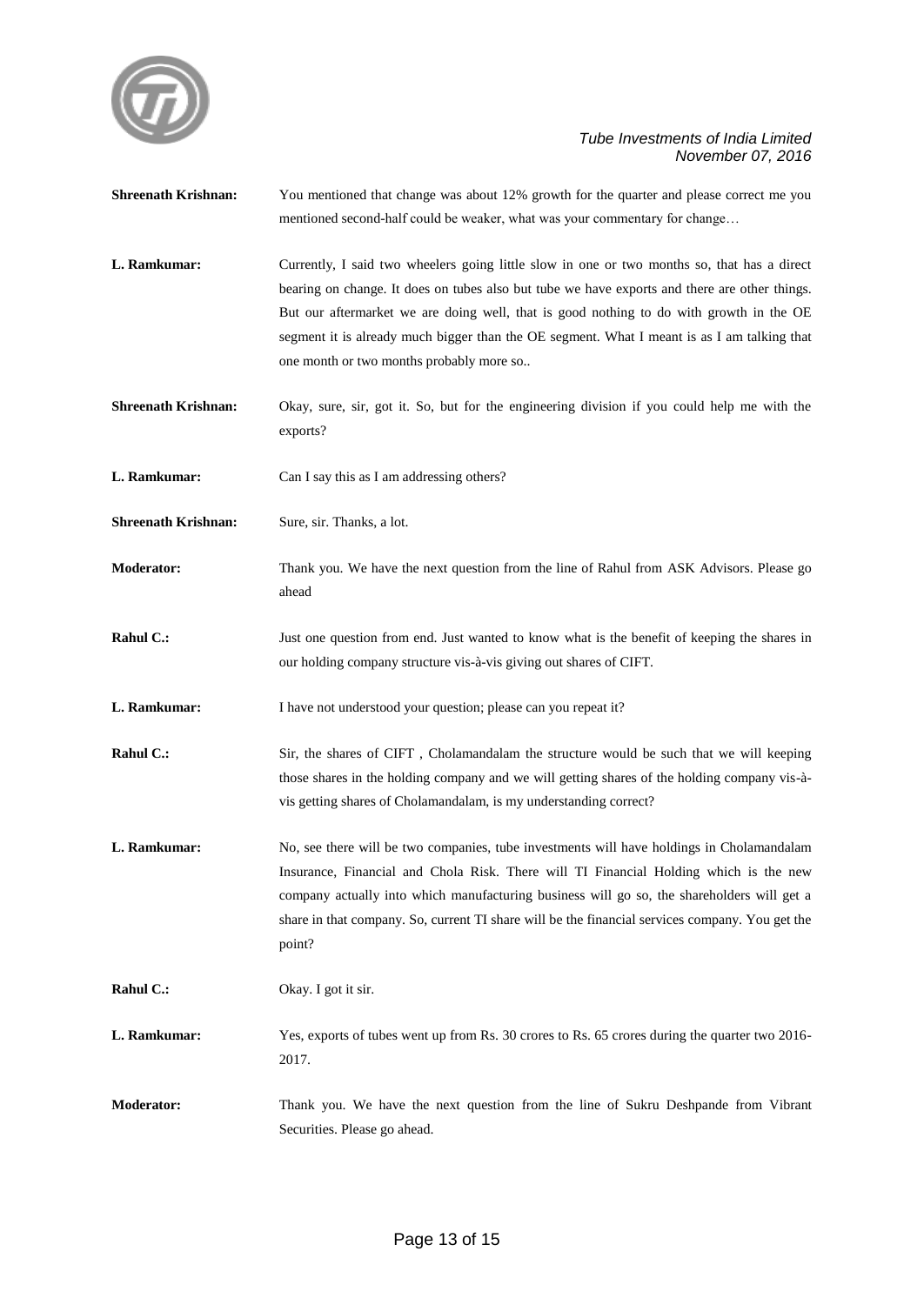**Shreenath Krishnan:** You mentioned that change was about 12% growth for the quarter and please correct me you mentioned second-half could be weaker, what was your commentary for change…

**L. Ramkumar:** Currently, I said two wheelers going little slow in one or two months so, that has a direct bearing on change. It does on tubes also but tube we have exports and there are other things. But our aftermarket we are doing well, that is good nothing to do with growth in the OE segment it is already much bigger than the OE segment. What I meant is as I am talking that one month or two months probably more so..

**Shreenath Krishnan:** Okay, sure, sir, got it. So, but for the engineering division if you could help me with the exports?

**L. Ramkumar:** Can I say this as I am addressing others?

**Shreenath Krishnan:** Sure, sir. Thanks, a lot.

**Moderator:** Thank you. We have the next question from the line of Rahul from ASK Advisors. Please go ahead

**Rahul C.:** Just one question from end. Just wanted to know what is the benefit of keeping the shares in our holding company structure vis-à-vis giving out shares of CIFT.

**L. Ramkumar:** I have not understood your question; please can you repeat it?

**Rahul C.:** Sir, the shares of CIFT , Cholamandalam the structure would be such that we will keeping those shares in the holding company and we will getting shares of the holding company vis-à-vis getting shares of Cholamandalam, is my understanding correct?

**L. Ramkumar:** No, see there will be two companies, tube investments will have holdings in Cholamandalam Insurance, Financial and Chola Risk. There will TI Financial Holding which is the new company actually into which manufacturing business will go so, the shareholders will get a share in that company. So, current TI share will be the financial services company. You get the point?

**Rahul C.:** Okay. I got it sir.

**L. Ramkumar:** Yes, exports of tubes went up from Rs. 30 crores to Rs. 65 crores during the quarter two 2016-2017.

**Moderator:** Thank you. We have the next question from the line of Sukru Deshpande from Vibrant Securities. Please go ahead.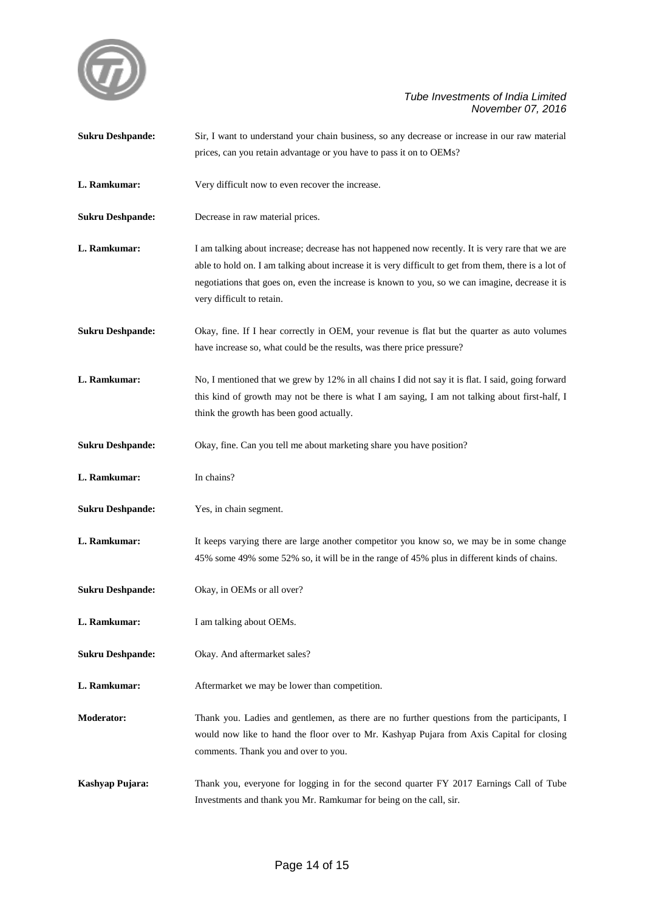**Sukru Deshpande:** Sir, I want to understand your chain business, so any decrease or increase in our raw material prices, can you retain advantage or you have to pass it on to OEMs?

**L. Ramkumar:** Very difficult now to even recover the increase.

**Sukru Deshpande:** Decrease in raw material prices.

**L. Ramkumar:** I am talking about increase; decrease has not happened now recently. It is very rare that we are able to hold on. I am talking about increase it is very difficult to get from them, there is a lot of negotiations that goes on, even the increase is known to you, so we can imagine, decrease it is very difficult to retain.

**Sukru Deshpande:** Okay, fine. If I hear correctly in OEM, your revenue is flat but the quarter as auto volumes have increase so, what could be the results, was there price pressure?

**L. Ramkumar:** No, I mentioned that we grew by 12% in all chains I did not say it is flat. I said, going forward this kind of growth may not be there is what I am saying, I am not talking about first-half, I think the growth has been good actually.

**Sukru Deshpande:** Okay, fine. Can you tell me about marketing share you have position?

**L. Ramkumar:** In chains?

**Sukru Deshpande:** Yes, in chain segment.

**L. Ramkumar:** It keeps varying there are large another competitor you know so, we may be in some change 45% some 49% some 52% so, it will be in the range of 45% plus in different kinds of chains.

**Sukru Deshpande:** Okay, in OEMs or all over?

**L. Ramkumar:** I am talking about OEMs.

**Sukru Deshpande:** Okay. And aftermarket sales?

**L. Ramkumar:** Aftermarket we may be lower than competition.

**Moderator:** Thank you. Ladies and gentlemen, as there are no further questions from the participants, I would now like to hand the floor over to Mr. Kashyap Pujara from Axis Capital for closing comments. Thank you and over to you.

**Kashyap Pujara:** Thank you, everyone for logging in for the second quarter FY 2017 Earnings Call of Tube Investments and thank you Mr. Ramkumar for being on the call, sir.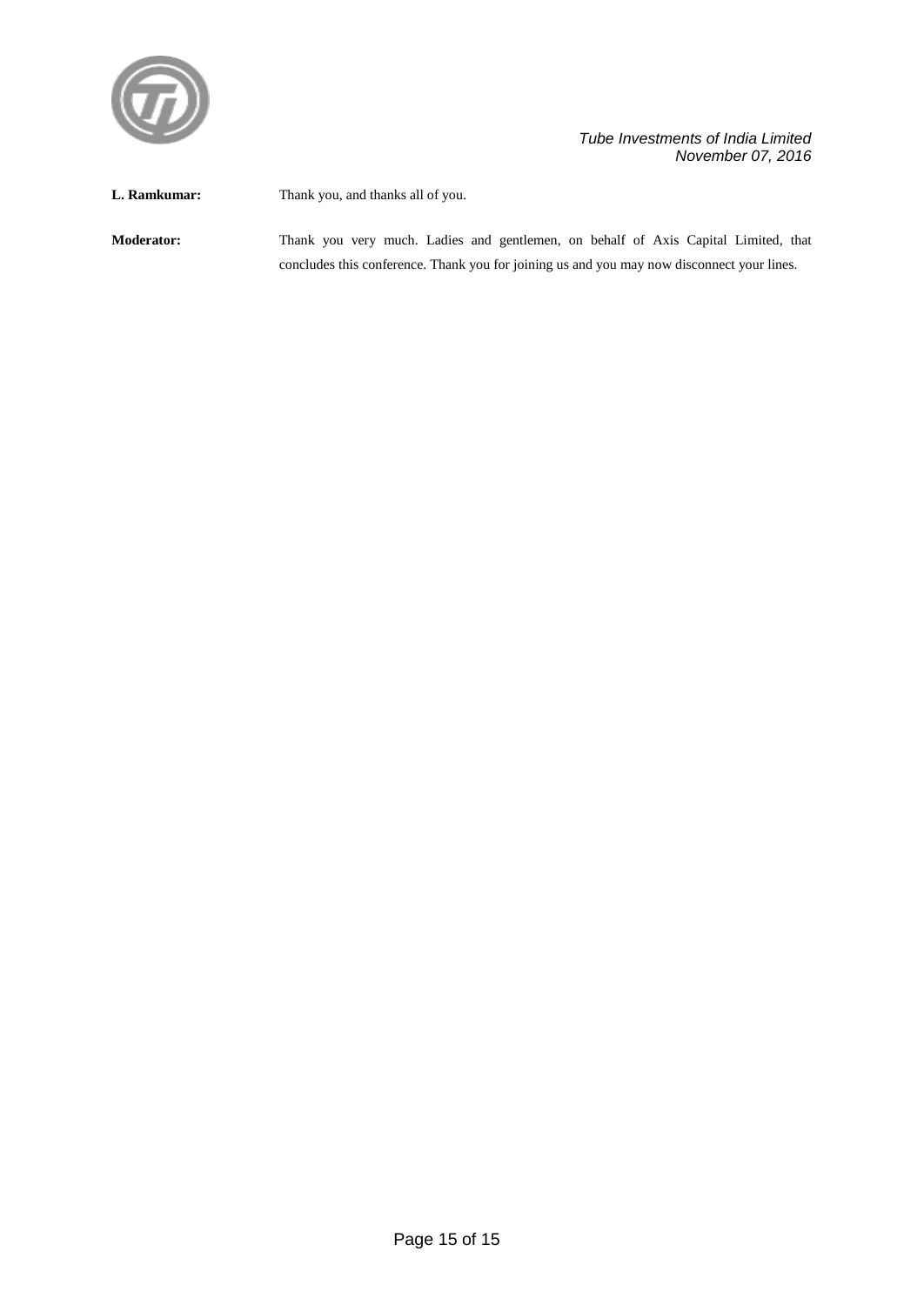**L. Ramkumar:** Thank you, and thanks all of you.

**Moderator:** Thank you very much. Ladies and gentlemen, on behalf of Axis Capital Limited, that concludes this conference. Thank you for joining us and you may now disconnect your lines.